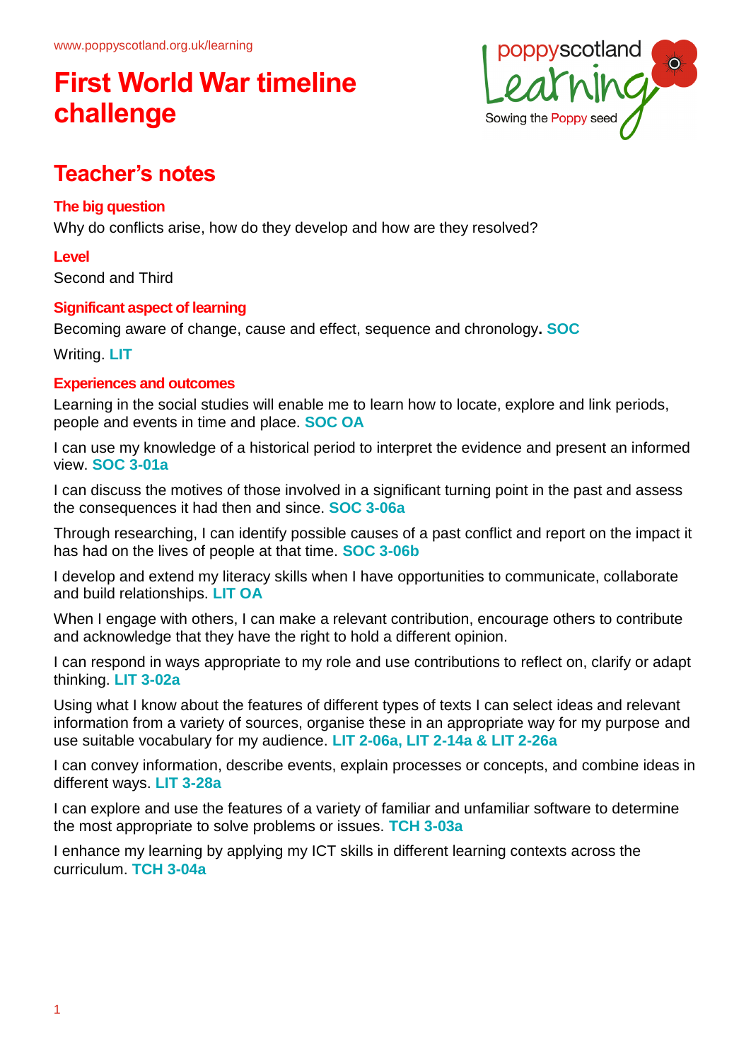www.poppyscotland.org.uk/learning

# First World War timeline challenge

## Teacher's notes

### The big question

Why do conflicts arise, how do they develop and how are they resolved?

### Level

Second and Third

### Significant aspect of learning

Becoming aware of change, cause and effect, sequence and chronology. **SOC**

Writing. **LIT**

### Experiences and outcomes

Learning in the social studies will enable me to learn how to locate, explore and link periods, people and events in time and place. **SOC OA**

I can use my knowledge of a historical period to interpret the evidence and present an informed view. **SOC 3-01a**

I can discuss the motives of those involved in a significant turning point in the past and assess the consequences it had then and since. **SOC 3-06a**

Through researching, I can identify possible causes of a past conflict and report on the impact it has had on the lives of people at that time. **SOC 3-06b**

I develop and extend my literacy skills when I have opportunities to communicate, collaborate and build relationships. **LIT OA**

When I engage with others, I can make a relevant contribution, encourage others to contribute and acknowledge that they have the right to hold a different opinion.

I can respond in ways appropriate to my role and use contributions to reflect on, clarify or adapt thinking. **LIT 3-02a**

Using what I know about the features of different types of texts I can select ideas and relevant information from a variety of sources, organise these in an appropriate way for my purpose and use suitable vocabulary for my audience. **LIT 2-06a, LIT 2-14a & LIT 2-26a**

I can convey information, describe events, explain processes or concepts, and combine ideas in different ways. **LIT 3-28a**

I can explore and use the features of a variety of familiar and unfamiliar software to determine the most appropriate to solve problems or issues. **TCH 3-03a**

I enhance my learning by applying my ICT skills in different learning contexts across the curriculum. **TCH 3-04a**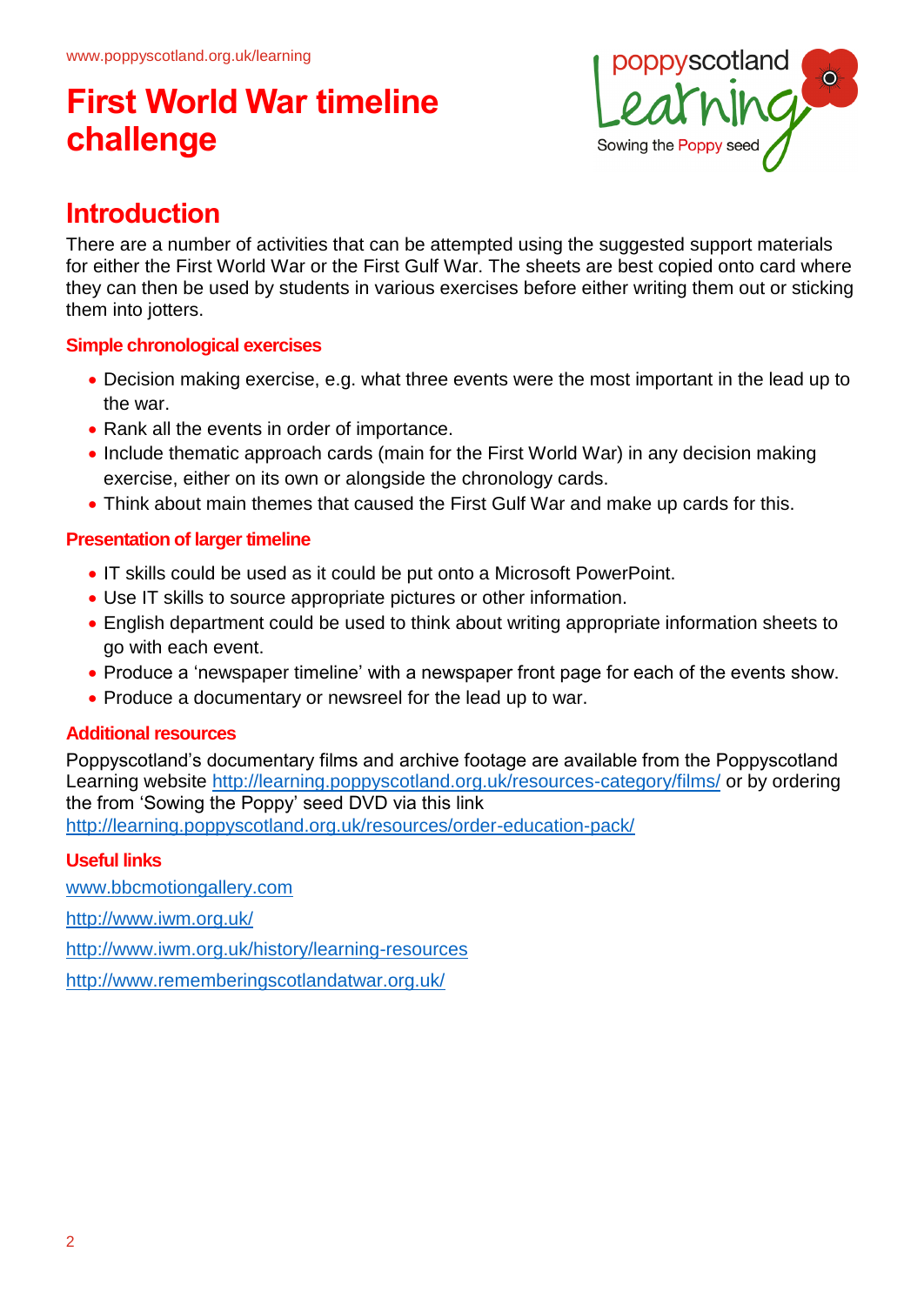# First World War timeline challenge

## Introduction

There are a number of activities that can be attempted using the suggested support materials for either the First World War or the First Gulf War. The sheets are best copied onto card where they can then be used by students in various exercises before either writing them out or sticking them into jotters.

### Simple chronological exercises

- Decision making exercise, e.g. what three events were the most important in the lead up to the war.
- Rank all the events in order of importance.
- Include thematic approach cards (main for the First World War) in any decision making exercise, either on its own or alongside the chronology cards.
- Think about main themes that caused the First Gulf War and make up cards for this.

### Presentation of larger timeline

- IT skills could be used as it could be put onto a Microsoft PowerPoint.
- Use IT skills to source appropriate pictures or other information.
- English department could be used to think about writing appropriate information sheets to go with each event.
- Produce a 'newspaper timeline' with a newspaper front page for each of the events show.
- Produce a documentary or newsreel for the lead up to war.

### Additional resources

Poppyscotland's documentary films and archive footage are available from the Poppyscotland Learning website http://learning.poppyscotland.org.uk/resources-category/films/ or by ordering the from 'Sowing the Poppy' seed DVD via this link http://learning.poppyscotland.org.uk/resources/order-education-pack/

### Useful links

www.bbcmotiongallery.com

http://www.iwm.org.uk/

http://www.iwm.org.uk/history/learning-resources

http://www.rememberingscotlandatwar.org.uk/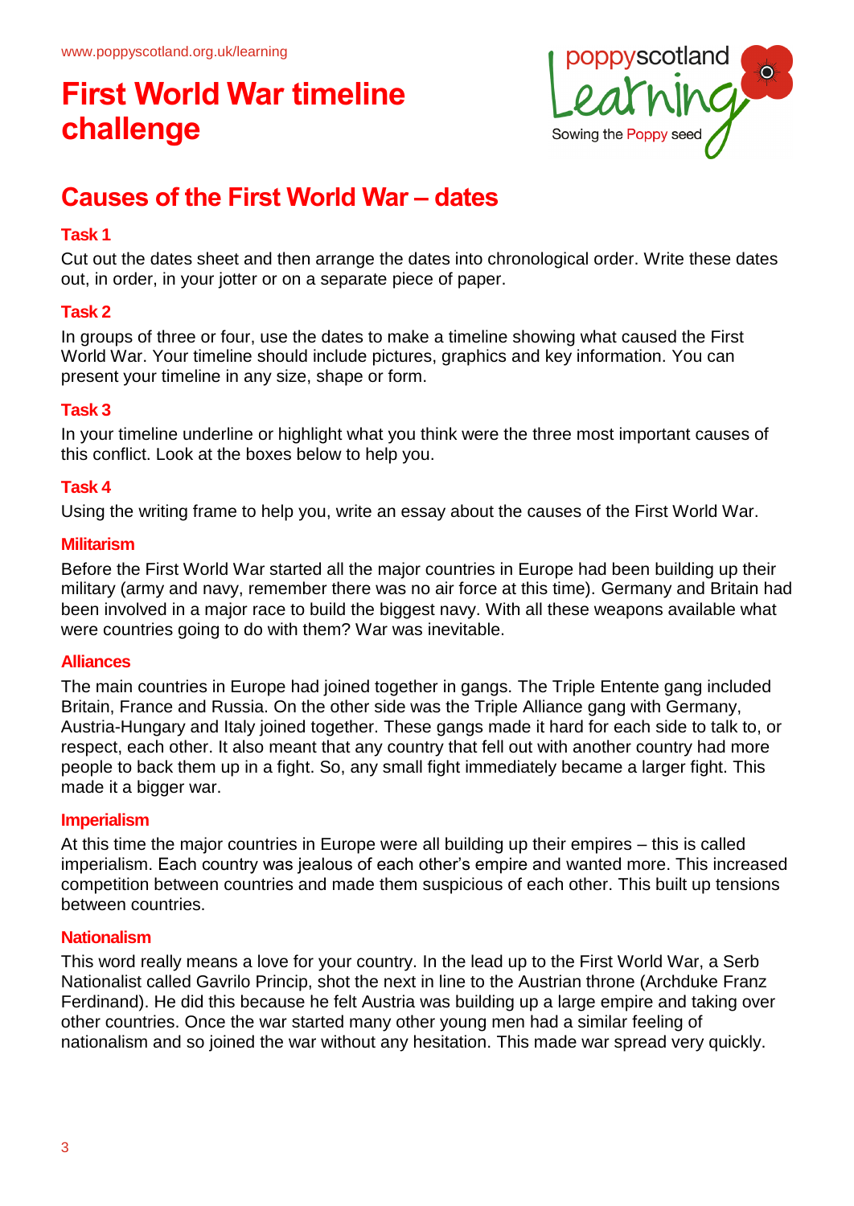# First World War timeline challenge

## Causes of the First World War – dates

### Task 1

Cut out the dates sheet and then arrange the dates into chronological order. Write these dates out, in order, in your jotter or on a separate piece of paper.

### Task 2

In groups of three or four, use the dates to make a timeline showing what caused the First World War. Your timeline should include pictures, graphics and key information. You can present your timeline in any size, shape or form.

### Task 3

In your timeline underline or highlight what you think were the three most important causes of this conflict. Look at the boxes below to help you.

### Task 4

Using the writing frame to help you, write an essay about the causes of the First World War.

### Militarism

Before the First World War started all the major countries in Europe had been building up their military (army and navy, remember there was no air force at this time). Germany and Britain had been involved in a major race to build the biggest navy. With all these weapons available what were countries going to do with them? War was inevitable.

### Alliances

The main countries in Europe had joined together in gangs. The Triple Entente gang included Britain, France and Russia. On the other side was the Triple Alliance gang with Germany, Austria-Hungary and Italy joined together. These gangs made it hard for each side to talk to, or respect, each other. It also meant that any country that fell out with another country had more people to back them up in a fight. So, any small fight immediately became a larger fight. This made it a bigger war.

### Imperialism

At this time the major countries in Europe were all building up their empires – this is called imperialism. Each country was jealous of each other's empire and wanted more. This increased competition between countries and made them suspicious of each other. This built up tensions between countries.

### Nationalism

This word really means a love for your country. In the lead up to the First World War, a Serb Nationalist called Gavrilo Princip, shot the next in line to the Austrian throne (Archduke Franz Ferdinand). He did this because he felt Austria was building up a large empire and taking over other countries. Once the war started many other young men had a similar feeling of nationalism and so joined the war without any hesitation. This made war spread very quickly.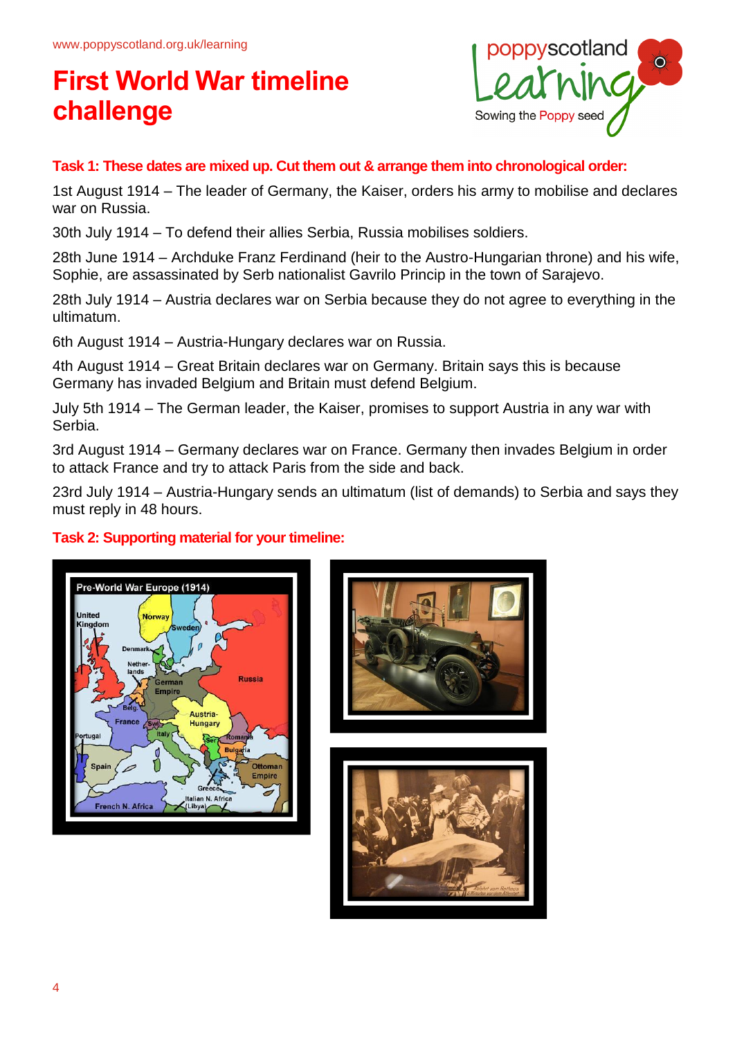# First World War timeline challenge

**Task 1: These dates are mixed up. Cut them out & arrange them into chronological order:**

1st August 1914 – The leader of Germany, the Kaiser, orders his army to mobilise and declares war on Russia.

30th July 1914 – To defend their allies Serbia, Russia mobilises soldiers.

28th June 1914 – Archduke Franz Ferdinand (heir to the Austro-Hungarian throne) and his wife, Sophie, are assassinated by Serb nationalist Gavrilo Princip in the town of Sarajevo.

28th July 1914 – Austria declares war on Serbia because they do not agree to everything in the ultimatum.

6th August 1914 – Austria-Hungary declares war on Russia.

4th August 1914 – Great Britain declares war on Germany. Britain says this is because Germany has invaded Belgium and Britain must defend Belgium.

July 5th 1914 – The German leader, the Kaiser, promises to support Austria in any war with Serbia.

3rd August 1914 – Germany declares war on France. Germany then invades Belgium in order to attack France and try to attack Paris from the side and back.

23rd July 1914 – Austria-Hungary sends an ultimatum (list of demands) to Serbia and says they must reply in 48 hours.

**Task 2: Supporting material for your timeline:**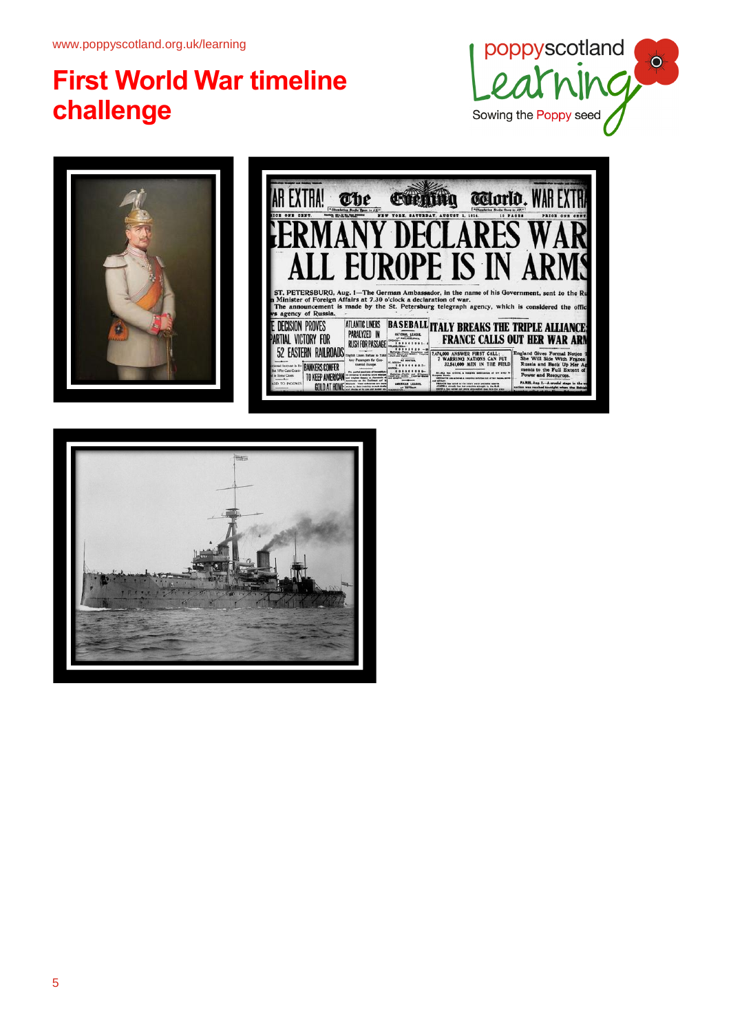# First World War timeline challenge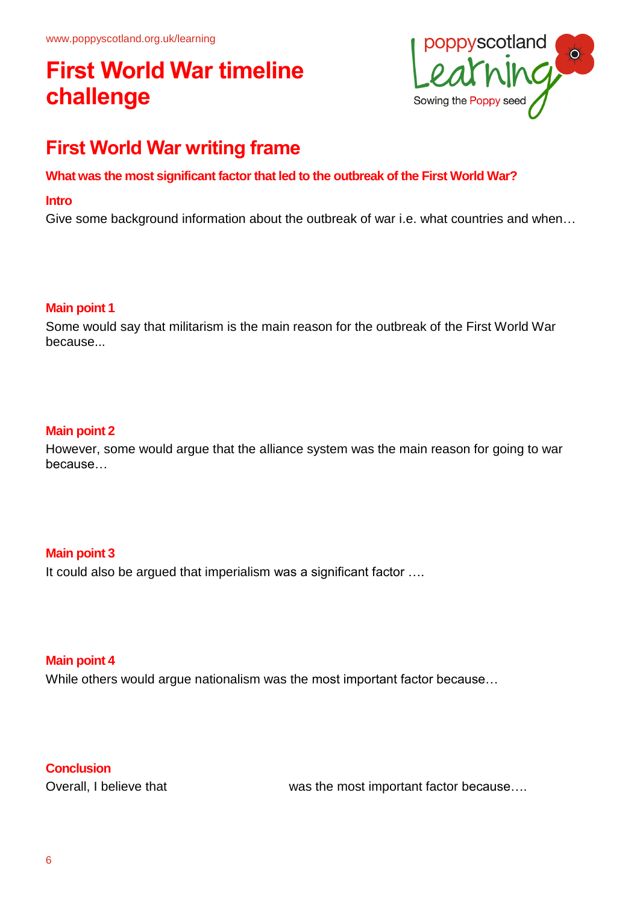www.poppyscotland.org.uk/learning

# First World War timeline challenge

## First World War writing frame

**What was the most significant factor that led to the outbreak of the First World War?**

**Intro**

Give some background information about the outbreak of war i.e. what countries and when…

**Main point 1**

Some would say that militarism is the main reason for the outbreak of the First World War because...

**Main point 2**

However, some would argue that the alliance system was the main reason for going to war because…

**Main point 3**

It could also be argued that imperialism was a significant factor ….

**Main point 4**

While others would argue nationalism was the most important factor because…

**Conclusion**

Overall, I believe that                               was the most important factor because….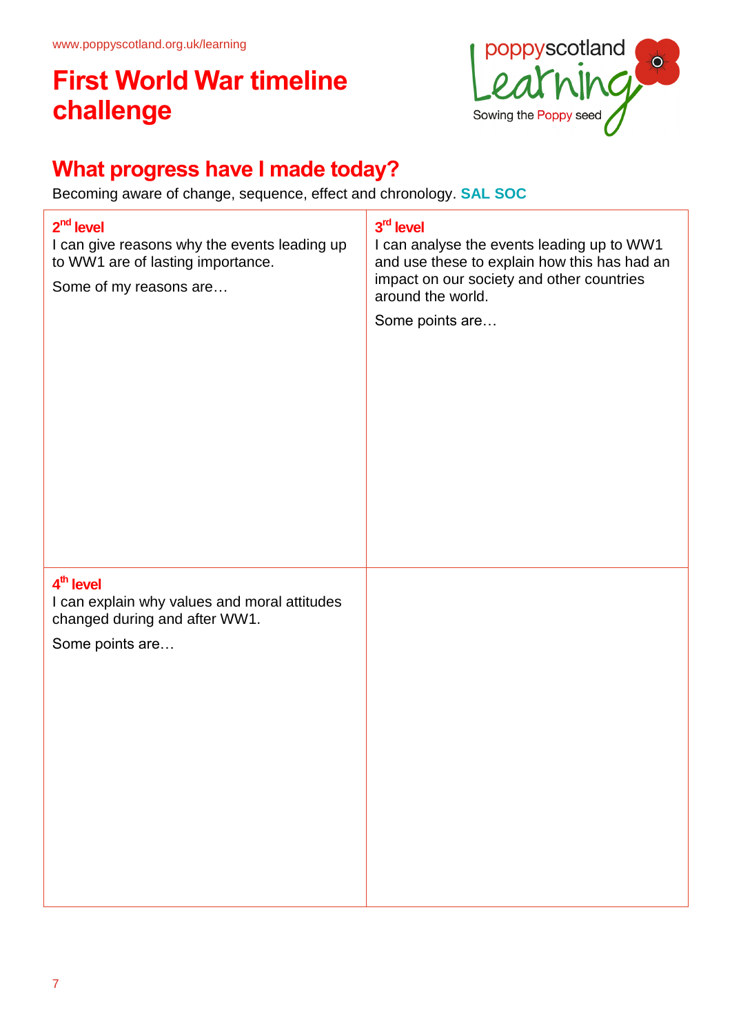www.poppyscotland.org.uk/learning

# First World War timeline challenge

poppyscotland Learning
Sowing the Poppy seed

## What progress have I made today?

Becoming aware of change, sequence, effect and chronology. **SAL SOC**

| **2nd level** I can give reasons why the events leading up to WW1 are of lasting importance. Some of my reasons are… | **3rd level** I can analyse the events leading up to WW1 and use these to explain how this has had an impact on our society and other countries around the world. Some points are… |
|---|---|
| **4th level** I can explain why values and moral attitudes changed during and after WW1. Some points are… | |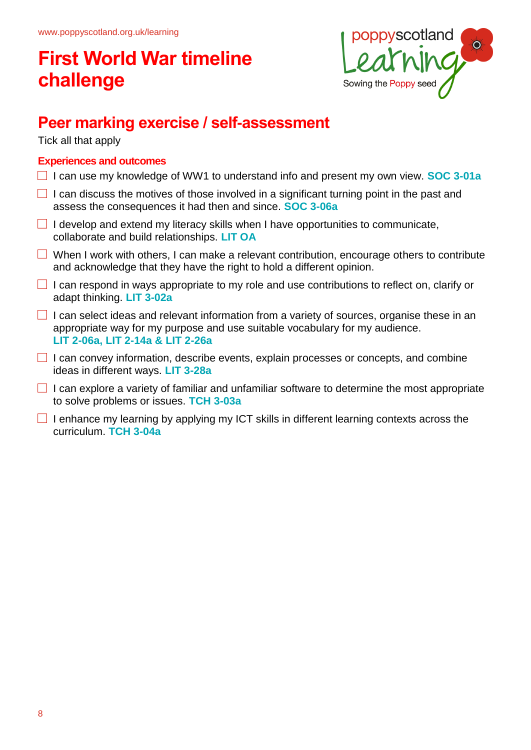www.poppyscotland.org.uk/learning

# First World War timeline challenge

poppyscotland Learning
Sowing the Poppy seed

## Peer marking exercise / self-assessment

Tick all that apply

### Experiences and outcomes

- ☐ I can use my knowledge of WW1 to understand info and present my own view. **SOC 3-01a**
- ☐ I can discuss the motives of those involved in a significant turning point in the past and assess the consequences it had then and since. **SOC 3-06a**
- ☐ I develop and extend my literacy skills when I have opportunities to communicate, collaborate and build relationships. **LIT OA**
- ☐ When I work with others, I can make a relevant contribution, encourage others to contribute and acknowledge that they have the right to hold a different opinion.
- ☐ I can respond in ways appropriate to my role and use contributions to reflect on, clarify or adapt thinking. **LIT 3-02a**
- ☐ I can select ideas and relevant information from a variety of sources, organise these in an appropriate way for my purpose and use suitable vocabulary for my audience. **LIT 2-06a, LIT 2-14a & LIT 2-26a**
- ☐ I can convey information, describe events, explain processes or concepts, and combine ideas in different ways. **LIT 3-28a**
- ☐ I can explore a variety of familiar and unfamiliar software to determine the most appropriate to solve problems or issues. **TCH 3-03a**
- ☐ I enhance my learning by applying my ICT skills in different learning contexts across the curriculum. **TCH 3-04a**